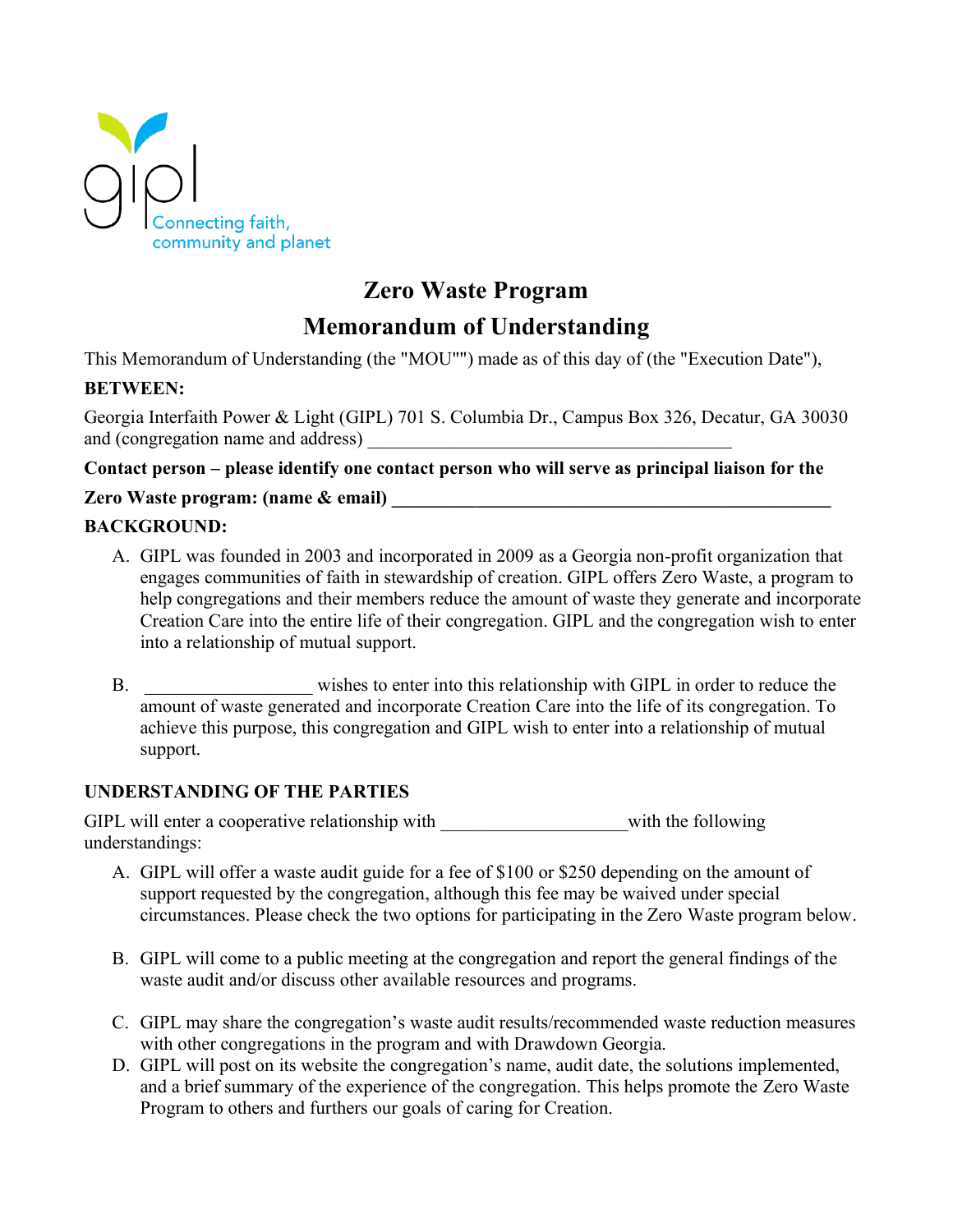gipl
Connecting faith, community and planet

# Zero Waste Program
# Memorandum of Understanding

This Memorandum of Understanding (the "MOU"") made as of this day of (the "Execution Date"),

**BETWEEN:**

Georgia Interfaith Power & Light (GIPL) 701 S. Columbia Dr., Campus Box 326, Decatur, GA 30030 and (congregation name and address) ________________________________________

**Contact person – please identify one contact person who will serve as principal liaison for the Zero Waste program: (name & email) ________________________________________________**

**BACKGROUND:**

A. GIPL was founded in 2003 and incorporated in 2009 as a Georgia non-profit organization that engages communities of faith in stewardship of creation. GIPL offers Zero Waste, a program to help congregations and their members reduce the amount of waste they generate and incorporate Creation Care into the entire life of their congregation. GIPL and the congregation wish to enter into a relationship of mutual support.

B. __________________ wishes to enter into this relationship with GIPL in order to reduce the amount of waste generated and incorporate Creation Care into the life of its congregation. To achieve this purpose, this congregation and GIPL wish to enter into a relationship of mutual support.

**UNDERSTANDING OF THE PARTIES**

GIPL will enter a cooperative relationship with ____________________with the following understandings:

A. GIPL will offer a waste audit guide for a fee of $100 or $250 depending on the amount of support requested by the congregation, although this fee may be waived under special circumstances. Please check the two options for participating in the Zero Waste program below.

B. GIPL will come to a public meeting at the congregation and report the general findings of the waste audit and/or discuss other available resources and programs.

C. GIPL may share the congregation's waste audit results/recommended waste reduction measures with other congregations in the program and with Drawdown Georgia.

D. GIPL will post on its website the congregation's name, audit date, the solutions implemented, and a brief summary of the experience of the congregation. This helps promote the Zero Waste Program to others and furthers our goals of caring for Creation.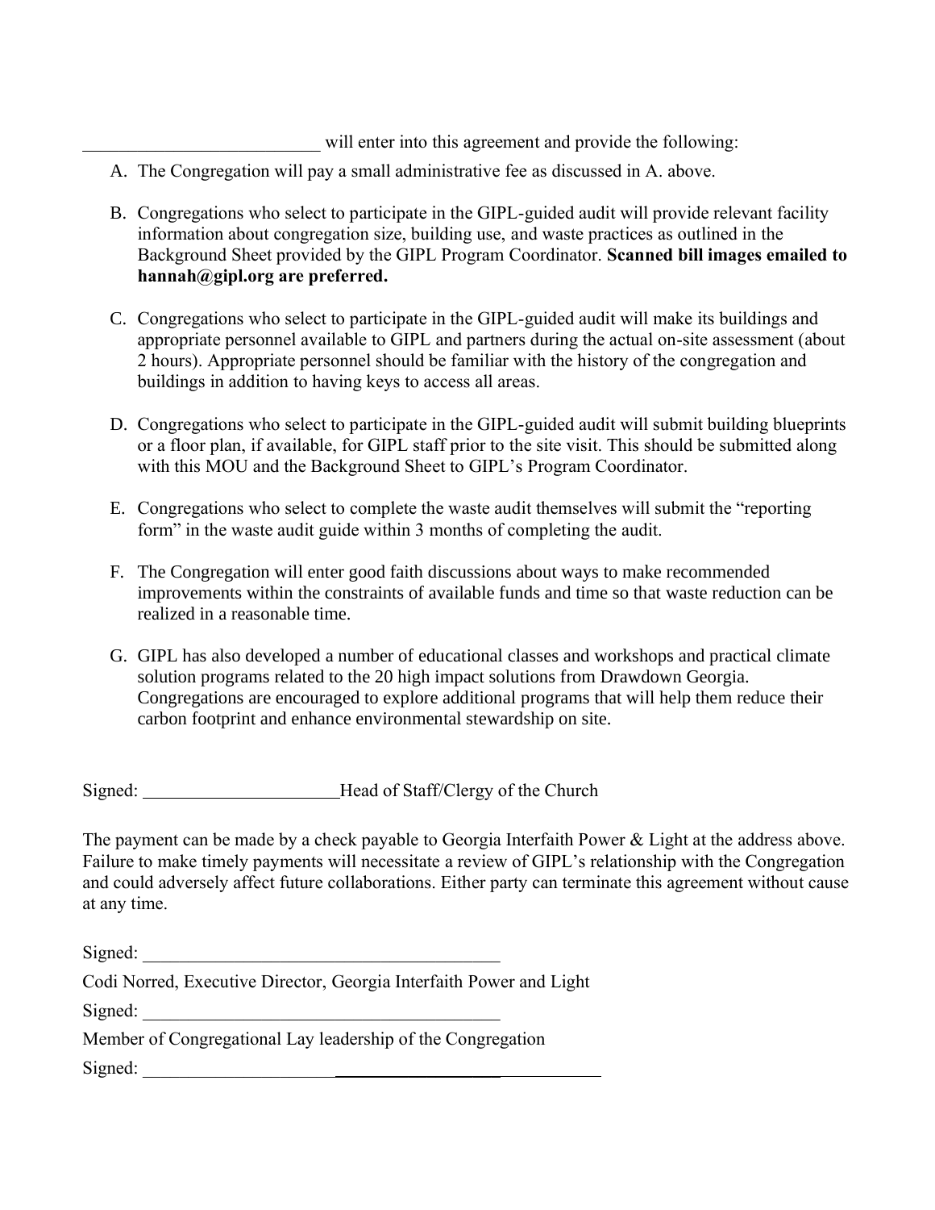__________________________ will enter into this agreement and provide the following:

A. The Congregation will pay a small administrative fee as discussed in A. above.

B. Congregations who select to participate in the GIPL-guided audit will provide relevant facility information about congregation size, building use, and waste practices as outlined in the Background Sheet provided by the GIPL Program Coordinator. **Scanned bill images emailed to hannah@gipl.org are preferred.**

C. Congregations who select to participate in the GIPL-guided audit will make its buildings and appropriate personnel available to GIPL and partners during the actual on-site assessment (about 2 hours). Appropriate personnel should be familiar with the history of the congregation and buildings in addition to having keys to access all areas.

D. Congregations who select to participate in the GIPL-guided audit will submit building blueprints or a floor plan, if available, for GIPL staff prior to the site visit. This should be submitted along with this MOU and the Background Sheet to GIPL's Program Coordinator.

E. Congregations who select to complete the waste audit themselves will submit the "reporting form" in the waste audit guide within 3 months of completing the audit.

F. The Congregation will enter good faith discussions about ways to make recommended improvements within the constraints of available funds and time so that waste reduction can be realized in a reasonable time.

G. GIPL has also developed a number of educational classes and workshops and practical climate solution programs related to the 20 high impact solutions from Drawdown Georgia. Congregations are encouraged to explore additional programs that will help them reduce their carbon footprint and enhance environmental stewardship on site.

Signed: ______________________ Head of Staff/Clergy of the Church

The payment can be made by a check payable to Georgia Interfaith Power & Light at the address above. Failure to make timely payments will necessitate a review of GIPL's relationship with the Congregation and could adversely affect future collaborations. Either party can terminate this agreement without cause at any time.

Signed: ________________________________________

Codi Norred, Executive Director, Georgia Interfaith Power and Light

Signed: ________________________________________

Member of Congregational Lay leadership of the Congregation

Signed: ________________________________________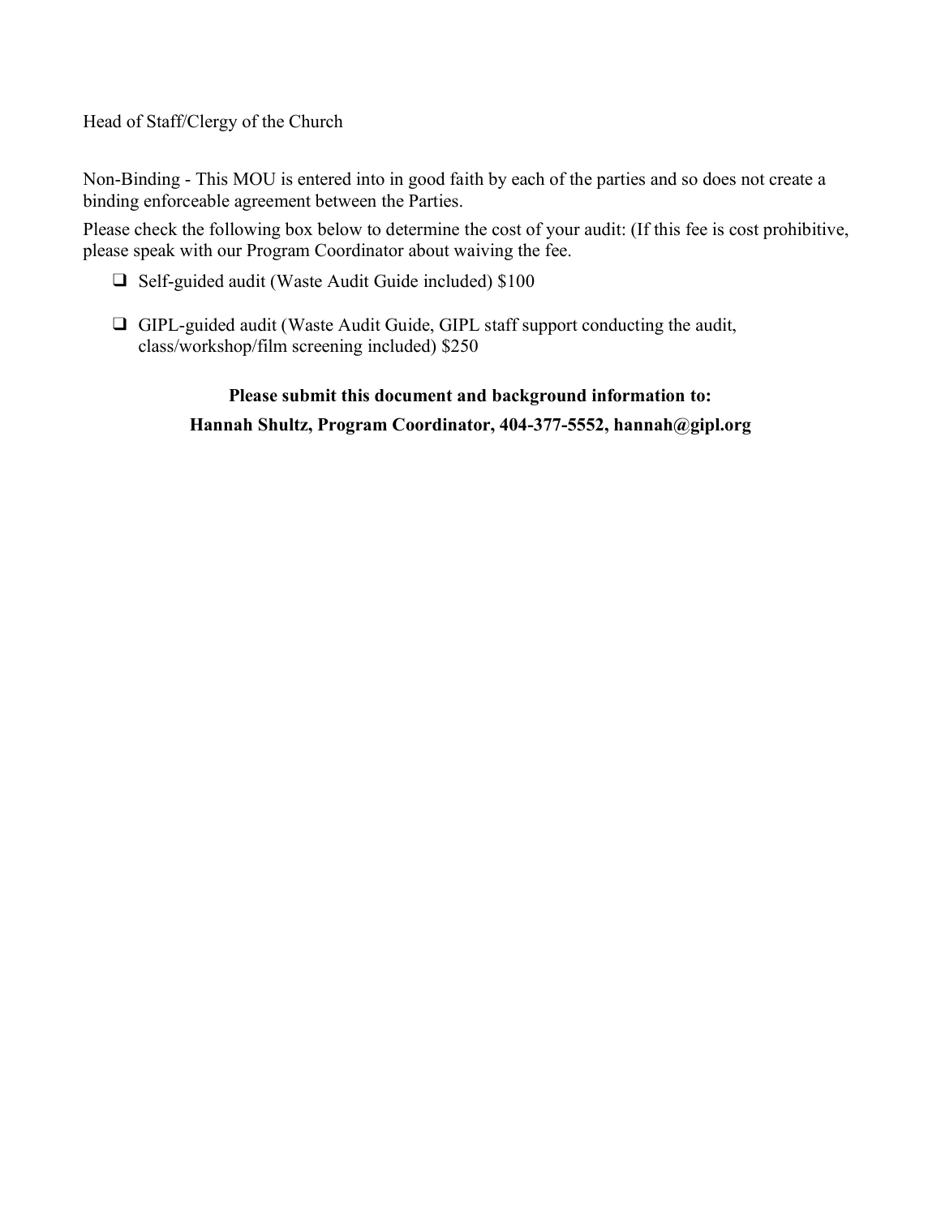Head of Staff/Clergy of the Church

Non-Binding - This MOU is entered into in good faith by each of the parties and so does not create a binding enforceable agreement between the Parties.

Please check the following box below to determine the cost of your audit: (If this fee is cost prohibitive, please speak with our Program Coordinator about waiving the fee.

- ☐ Self-guided audit (Waste Audit Guide included) $100
- ☐ GIPL-guided audit (Waste Audit Guide, GIPL staff support conducting the audit, class/workshop/film screening included) $250

**Please submit this document and background information to:**

**Hannah Shultz, Program Coordinator, 404-377-5552, hannah@gipl.org**